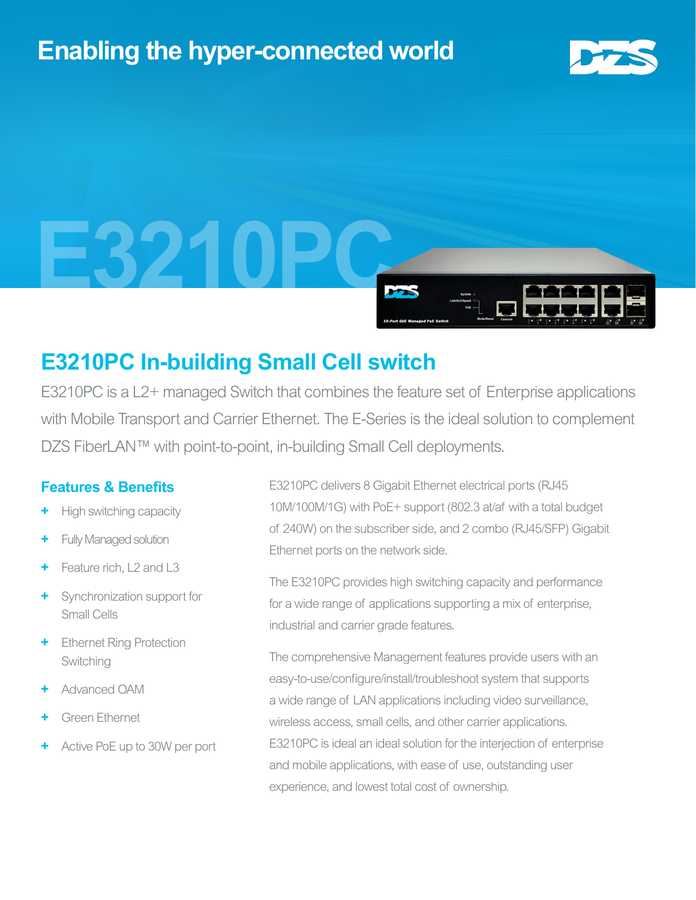Enabling the hyper-connected world

E3210PC

# E3210PC In-building Small Cell switch

E3210PC is a L2+ managed Switch that combines the feature set of Enterprise applications with Mobile Transport and Carrier Ethernet. The E-Series is the ideal solution to complement DZS FiberLAN™ with point-to-point, in-building Small Cell deployments.

## Features & Benefits

+ High switching capacity
+ Fully Managed solution
+ Feature rich, L2 and L3
+ Synchronization support for Small Cells
+ Ethernet Ring Protection Switching
+ Advanced OAM
+ Green Ethernet
+ Active PoE up to 30W per port

E3210PC delivers 8 Gigabit Ethernet electrical ports (RJ45 10M/100M/1G) with PoE+ support (802.3 at/af with a total budget of 240W) on the subscriber side, and 2 combo (RJ45/SFP) Gigabit Ethernet ports on the network side.

The E3210PC provides high switching capacity and performance for a wide range of applications supporting a mix of enterprise, industrial and carrier grade features.

The comprehensive Management features provide users with an easy-to-use/configure/install/troubleshoot system that supports a wide range of LAN applications including video surveillance, wireless access, small cells, and other carrier applications. E3210PC is ideal an ideal solution for the interjection of enterprise and mobile applications, with ease of use, outstanding user experience, and lowest total cost of ownership.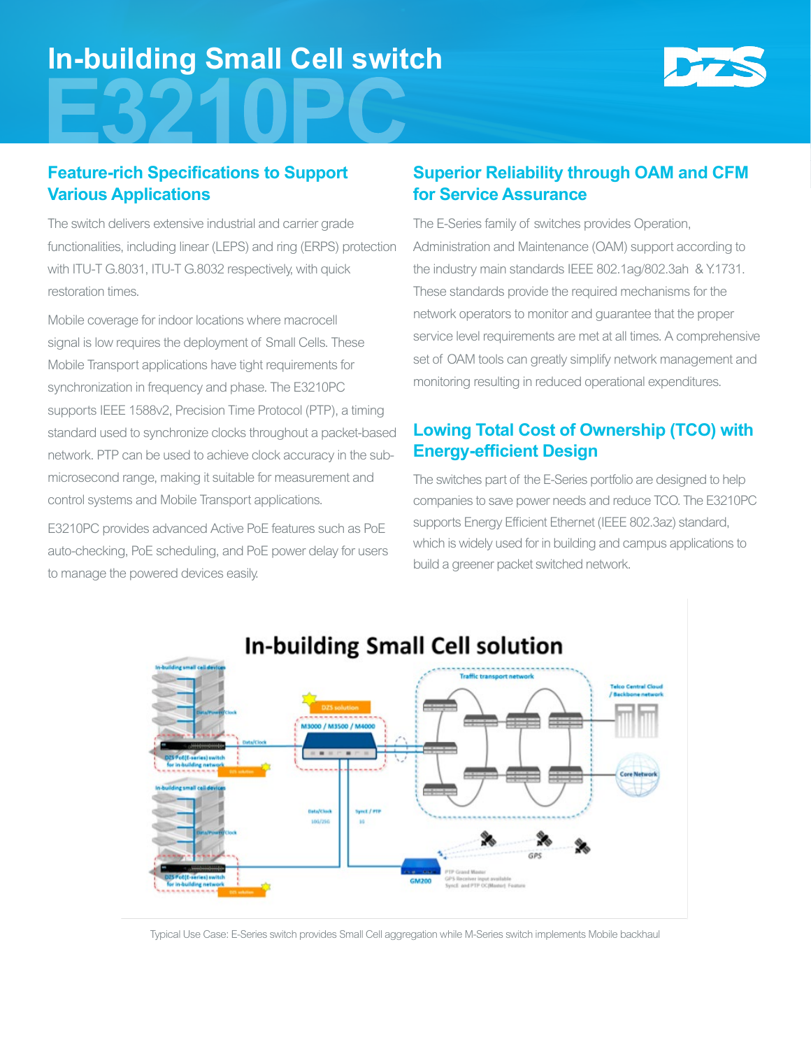# In-building Small Cell switch

# E3210PC

## Feature-rich Specifications to Support Various Applications

The switch delivers extensive industrial and carrier grade functionalities, including linear (LEPS) and ring (ERPS) protection with ITU-T G.8031, ITU-T G.8032 respectively, with quick restoration times.

Mobile coverage for indoor locations where macrocell signal is low requires the deployment of Small Cells. These Mobile Transport applications have tight requirements for synchronization in frequency and phase. The E3210PC supports IEEE 1588v2, Precision Time Protocol (PTP), a timing standard used to synchronize clocks throughout a packet-based network. PTP can be used to achieve clock accuracy in the sub-microsecond range, making it suitable for measurement and control systems and Mobile Transport applications.

E3210PC provides advanced Active PoE features such as PoE auto-checking, PoE scheduling, and PoE power delay for users to manage the powered devices easily.

## Superior Reliability through OAM and CFM for Service Assurance

The E-Series family of switches provides Operation, Administration and Maintenance (OAM) support according to the industry main standards IEEE 802.1ag/802.3ah & Y.1731. These standards provide the required mechanisms for the network operators to monitor and guarantee that the proper service level requirements are met at all times. A comprehensive set of OAM tools can greatly simplify network management and monitoring resulting in reduced operational expenditures.

## Lowing Total Cost of Ownership (TCO) with Energy-efficient Design

The switches part of the E-Series portfolio are designed to help companies to save power needs and reduce TCO. The E3210PC supports Energy Efficient Ethernet (IEEE 802.3az) standard, which is widely used for in building and campus applications to build a greener packet switched network.

Typical Use Case: E-Series switch provides Small Cell aggregation while M-Series switch implements Mobile backhaul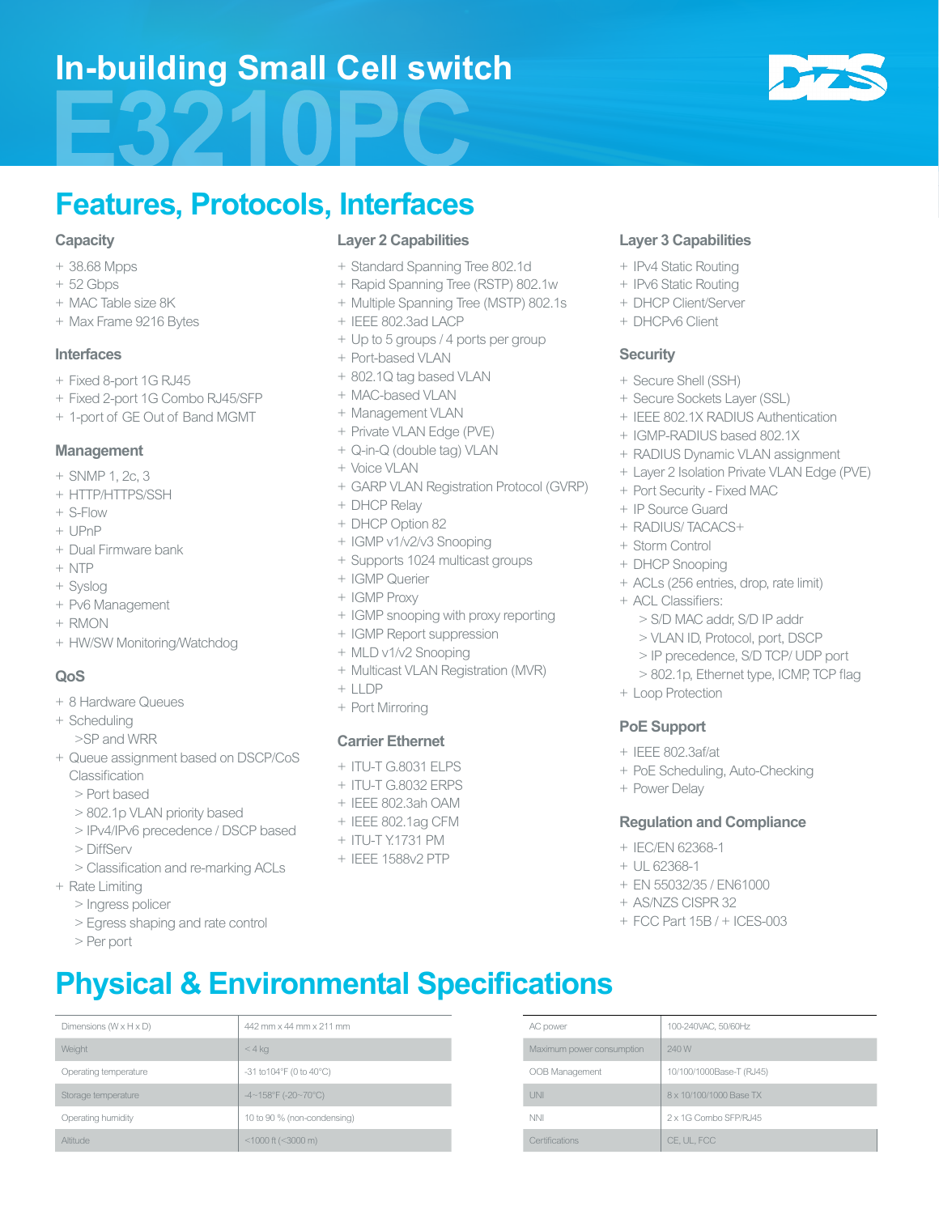# In-building Small Cell switch

# E3210PC

## Features, Protocols, Interfaces

### Capacity

+ 38.68 Mpps
+ 52 Gbps
+ MAC Table size 8K
+ Max Frame 9216 Bytes

### Interfaces

+ Fixed 8-port 1G RJ45
+ Fixed 2-port 1G Combo RJ45/SFP
+ 1-port of GE Out of Band MGMT

### Management

+ SNMP 1, 2c, 3
+ HTTP/HTTPS/SSH
+ S-Flow
+ UPnP
+ Dual Firmware bank
+ NTP
+ Syslog
+ Pv6 Management
+ RMON
+ HW/SW Monitoring/Watchdog

### QoS

+ 8 Hardware Queues
+ Scheduling
  >SP and WRR
+ Queue assignment based on DSCP/CoS Classification
  > Port based
  > 802.1p VLAN priority based
  > IPv4/IPv6 precedence / DSCP based
  > DiffServ
  > Classification and re-marking ACLs
+ Rate Limiting
  > Ingress policer
  > Egress shaping and rate control
  > Per port

### Layer 2 Capabilities

+ Standard Spanning Tree 802.1d
+ Rapid Spanning Tree (RSTP) 802.1w
+ Multiple Spanning Tree (MSTP) 802.1s
+ IEEE 802.3ad LACP
+ Up to 5 groups / 4 ports per group
+ Port-based VLAN
+ 802.1Q tag based VLAN
+ MAC-based VLAN
+ Management VLAN
+ Private VLAN Edge (PVE)
+ Q-in-Q (double tag) VLAN
+ Voice VLAN
+ GARP VLAN Registration Protocol (GVRP)
+ DHCP Relay
+ DHCP Option 82
+ IGMP v1/v2/v3 Snooping
+ Supports 1024 multicast groups
+ IGMP Querier
+ IGMP Proxy
+ IGMP snooping with proxy reporting
+ IGMP Report suppression
+ MLD v1/v2 Snooping
+ Multicast VLAN Registration (MVR)
+ LLDP
+ Port Mirroring

### Carrier Ethernet

+ ITU-T G.8031 ELPS
+ ITU-T G.8032 ERPS
+ IEEE 802.3ah OAM
+ IEEE 802.1ag CFM
+ ITU-T Y.1731 PM
+ IEEE 1588v2 PTP

### Layer 3 Capabilities

+ IPv4 Static Routing
+ IPv6 Static Routing
+ DHCP Client/Server
+ DHCPv6 Client

### Security

+ Secure Shell (SSH)
+ Secure Sockets Layer (SSL)
+ IEEE 802.1X RADIUS Authentication
+ IGMP-RADIUS based 802.1X
+ RADIUS Dynamic VLAN assignment
+ Layer 2 Isolation Private VLAN Edge (PVE)
+ Port Security - Fixed MAC
+ IP Source Guard
+ RADIUS/ TACACS+
+ Storm Control
+ DHCP Snooping
+ ACLs (256 entries, drop, rate limit)
+ ACL Classifiers:
  > S/D MAC addr, S/D IP addr
  > VLAN ID, Protocol, port, DSCP
  > IP precedence, S/D TCP/ UDP port
  > 802.1p, Ethernet type, ICMP, TCP flag
+ Loop Protection

### PoE Support

+ IEEE 802.3af/at
+ PoE Scheduling, Auto-Checking
+ Power Delay

### Regulation and Compliance

+ IEC/EN 62368-1
+ UL 62368-1
+ EN 55032/35 / EN61000
+ AS/NZS CISPR 32
+ FCC Part 15B / + ICES-003

## Physical & Environmental Specifications

| | |
|---|---|
| Dimensions (W x H x D) | 442 mm x 44 mm x 211 mm |
| Weight | < 4 kg |
| Operating temperature | -31 to104°F (0 to 40°C) |
| Storage temperature | -4~158°F (-20~70°C) |
| Operating humidity | 10 to 90 % (non-condensing) |
| Altitude | <1000 ft (<3000 m) |

| | |
|---|---|
| AC power | 100-240VAC, 50/60Hz |
| Maximum power consumption | 240 W |
| OOB Management | 10/100/1000Base-T (RJ45) |
| UNI | 8 x 10/100/1000 Base TX |
| NNI | 2 x 1G Combo SFP/RJ45 |
| Certifications | CE, UL, FCC |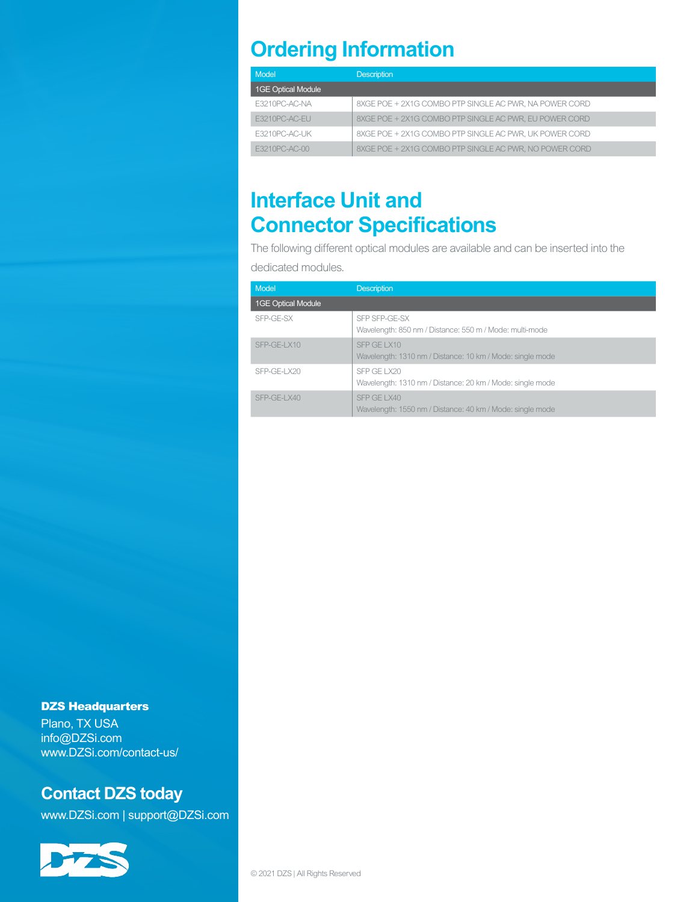## Ordering Information

| Model | Description |
|---|---|
| 1GE Optical Module | |
| E3210PC-AC-NA | 8XGE POE + 2X1G COMBO PTP SINGLE AC PWR, NA POWER CORD |
| E3210PC-AC-EU | 8XGE POE + 2X1G COMBO PTP SINGLE AC PWR, EU POWER CORD |
| E3210PC-AC-UK | 8XGE POE + 2X1G COMBO PTP SINGLE AC PWR, UK POWER CORD |
| E3210PC-AC-00 | 8XGE POE + 2X1G COMBO PTP SINGLE AC PWR, NO POWER CORD |

## Interface Unit and Connector Specifications

The following different optical modules are available and can be inserted into the dedicated modules.

| Model | Description |
|---|---|
| 1GE Optical Module | |
| SFP-GE-SX | SFP SFP-GE-SX<br>Wavelength: 850 nm / Distance: 550 m / Mode: multi-mode |
| SFP-GE-LX10 | SFP GE LX10<br>Wavelength: 1310 nm / Distance: 10 km / Mode: single mode |
| SFP-GE-LX20 | SFP GE LX20<br>Wavelength: 1310 nm / Distance: 20 km / Mode: single mode |
| SFP-GE-LX40 | SFP GE LX40<br>Wavelength: 1550 nm / Distance: 40 km / Mode: single mode |

**DZS Headquarters**
Plano, TX USA
info@DZSi.com
www.DZSi.com/contact-us/

### Contact DZS today

www.DZSi.com | support@DZSi.com

© 2021 DZS | All Rights Reserved